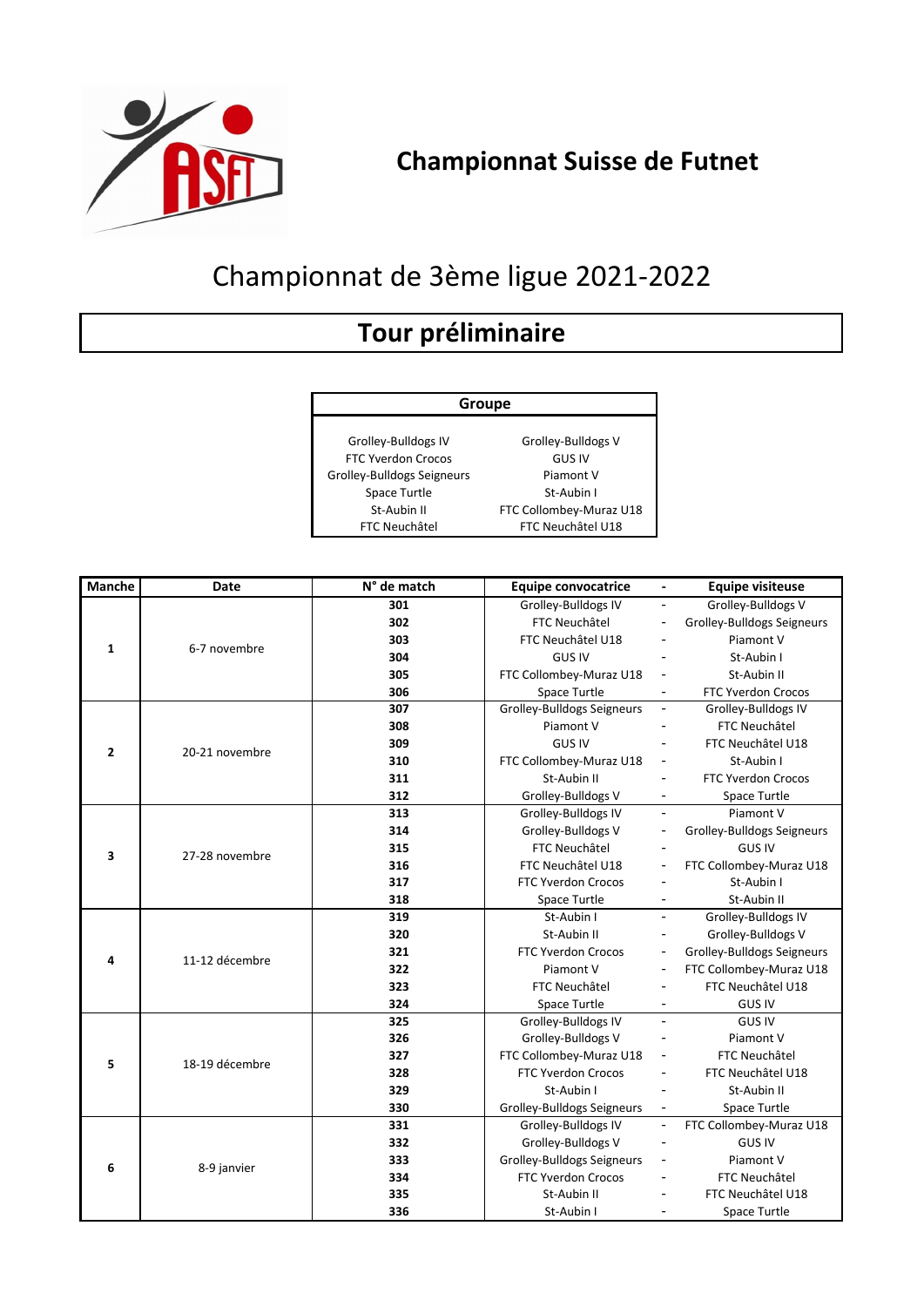# Championnat Suisse de Futnet

## Championnat de 3ème ligue 2021-2022

## Tour préliminaire

| Groupe | |
|---|---|
| Grolley-Bulldogs IV | Grolley-Bulldogs V |
| FTC Yverdon Crocos | GUS IV |
| Grolley-Bulldogs Seigneurs | Piamont V |
| Space Turtle | St-Aubin I |
| St-Aubin II | FTC Collombey-Muraz U18 |
| FTC Neuchâtel | FTC Neuchâtel U18 |

| Manche | Date | N° de match | Equipe convocatrice | - | Equipe visiteuse |
|---|---|---|---|---|---|
| 1 | 6-7 novembre | 301 | Grolley-Bulldogs IV | - | Grolley-Bulldogs V |
| | | 302 | FTC Neuchâtel | - | Grolley-Bulldogs Seigneurs |
| | | 303 | FTC Neuchâtel U18 | - | Piamont V |
| | | 304 | GUS IV | - | St-Aubin I |
| | | 305 | FTC Collombey-Muraz U18 | - | St-Aubin II |
| | | 306 | Space Turtle | - | FTC Yverdon Crocos |
| 2 | 20-21 novembre | 307 | Grolley-Bulldogs Seigneurs | - | Grolley-Bulldogs IV |
| | | 308 | Piamont V | - | FTC Neuchâtel |
| | | 309 | GUS IV | - | FTC Neuchâtel U18 |
| | | 310 | FTC Collombey-Muraz U18 | - | St-Aubin I |
| | | 311 | St-Aubin II | - | FTC Yverdon Crocos |
| | | 312 | Grolley-Bulldogs V | - | Space Turtle |
| 3 | 27-28 novembre | 313 | Grolley-Bulldogs IV | - | Piamont V |
| | | 314 | Grolley-Bulldogs V | - | Grolley-Bulldogs Seigneurs |
| | | 315 | FTC Neuchâtel | - | GUS IV |
| | | 316 | FTC Neuchâtel U18 | - | FTC Collombey-Muraz U18 |
| | | 317 | FTC Yverdon Crocos | - | St-Aubin I |
| | | 318 | Space Turtle | - | St-Aubin II |
| 4 | 11-12 décembre | 319 | St-Aubin I | - | Grolley-Bulldogs IV |
| | | 320 | St-Aubin II | - | Grolley-Bulldogs V |
| | | 321 | FTC Yverdon Crocos | - | Grolley-Bulldogs Seigneurs |
| | | 322 | Piamont V | - | FTC Collombey-Muraz U18 |
| | | 323 | FTC Neuchâtel | - | FTC Neuchâtel U18 |
| | | 324 | Space Turtle | - | GUS IV |
| 5 | 18-19 décembre | 325 | Grolley-Bulldogs IV | - | GUS IV |
| | | 326 | Grolley-Bulldogs V | - | Piamont V |
| | | 327 | FTC Collombey-Muraz U18 | - | FTC Neuchâtel |
| | | 328 | FTC Yverdon Crocos | - | FTC Neuchâtel U18 |
| | | 329 | St-Aubin I | - | St-Aubin II |
| | | 330 | Grolley-Bulldogs Seigneurs | - | Space Turtle |
| 6 | 8-9 janvier | 331 | Grolley-Bulldogs IV | - | FTC Collombey-Muraz U18 |
| | | 332 | Grolley-Bulldogs V | - | GUS IV |
| | | 333 | Grolley-Bulldogs Seigneurs | - | Piamont V |
| | | 334 | FTC Yverdon Crocos | - | FTC Neuchâtel |
| | | 335 | St-Aubin II | - | FTC Neuchâtel U18 |
| | | 336 | St-Aubin I | - | Space Turtle |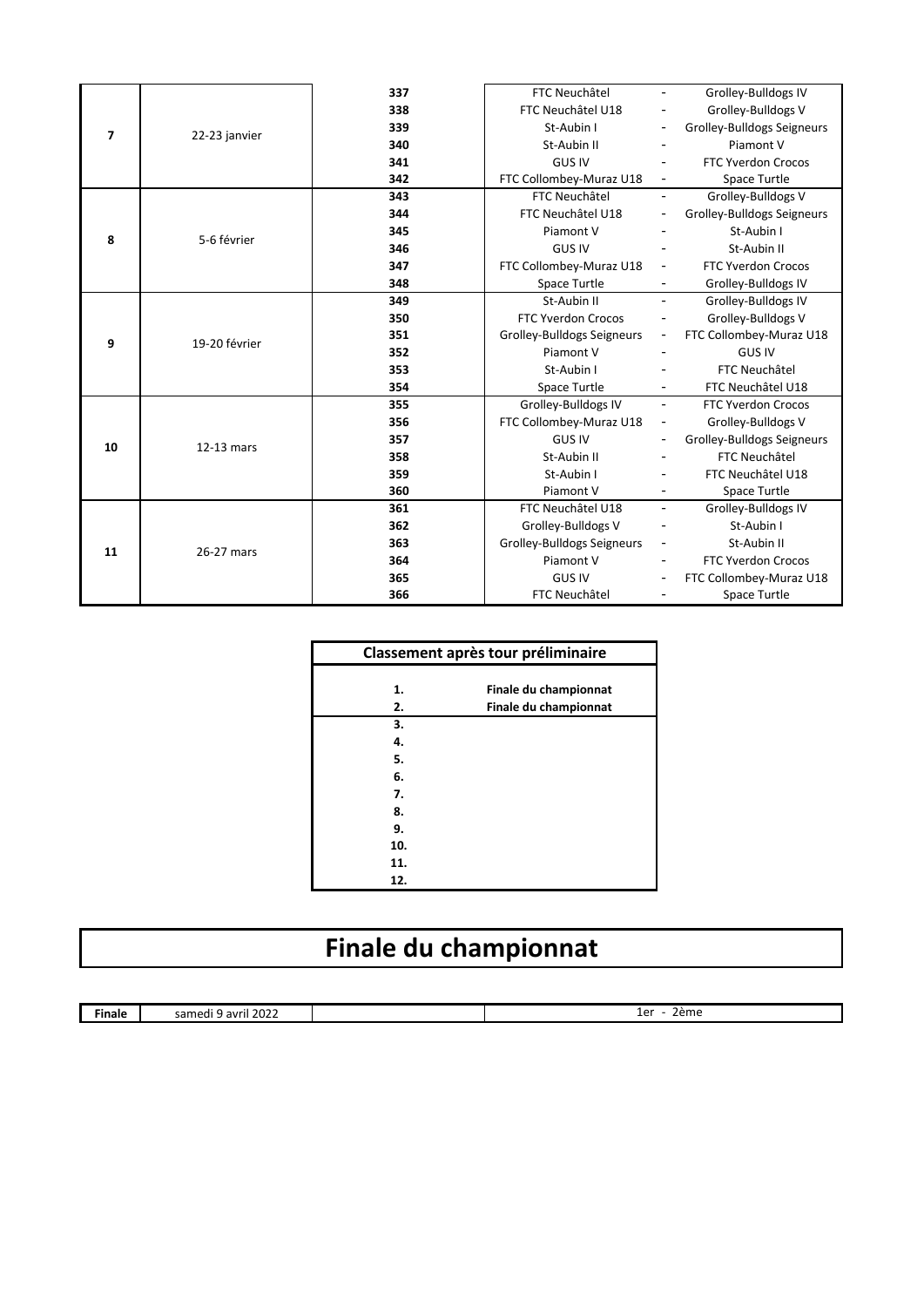| | | | | | |
|---|---|---|---|---|---|
| 7 | 22-23 janvier | 337 | FTC Neuchâtel | - | Grolley-Bulldogs IV |
| | | 338 | FTC Neuchâtel U18 | - | Grolley-Bulldogs V |
| | | 339 | St-Aubin I | - | Grolley-Bulldogs Seigneurs |
| | | 340 | St-Aubin II | - | Piamont V |
| | | 341 | GUS IV | - | FTC Yverdon Crocos |
| | | 342 | FTC Collombey-Muraz U18 | - | Space Turtle |
| 8 | 5-6 février | 343 | FTC Neuchâtel | - | Grolley-Bulldogs V |
| | | 344 | FTC Neuchâtel U18 | - | Grolley-Bulldogs Seigneurs |
| | | 345 | Piamont V | - | St-Aubin I |
| | | 346 | GUS IV | - | St-Aubin II |
| | | 347 | FTC Collombey-Muraz U18 | - | FTC Yverdon Crocos |
| | | 348 | Space Turtle | - | Grolley-Bulldogs IV |
| 9 | 19-20 février | 349 | St-Aubin II | - | Grolley-Bulldogs IV |
| | | 350 | FTC Yverdon Crocos | - | Grolley-Bulldogs V |
| | | 351 | Grolley-Bulldogs Seigneurs | - | FTC Collombey-Muraz U18 |
| | | 352 | Piamont V | - | GUS IV |
| | | 353 | St-Aubin I | - | FTC Neuchâtel |
| | | 354 | Space Turtle | - | FTC Neuchâtel U18 |
| 10 | 12-13 mars | 355 | Grolley-Bulldogs IV | - | FTC Yverdon Crocos |
| | | 356 | FTC Collombey-Muraz U18 | - | Grolley-Bulldogs V |
| | | 357 | GUS IV | - | Grolley-Bulldogs Seigneurs |
| | | 358 | St-Aubin II | - | FTC Neuchâtel |
| | | 359 | St-Aubin I | - | FTC Neuchâtel U18 |
| | | 360 | Piamont V | - | Space Turtle |
| 11 | 26-27 mars | 361 | FTC Neuchâtel U18 | - | Grolley-Bulldogs IV |
| | | 362 | Grolley-Bulldogs V | - | St-Aubin I |
| | | 363 | Grolley-Bulldogs Seigneurs | - | St-Aubin II |
| | | 364 | Piamont V | - | FTC Yverdon Crocos |
| | | 365 | GUS IV | - | FTC Collombey-Muraz U18 |
| | | 366 | FTC Neuchâtel | - | Space Turtle |

| Classement après tour préliminaire | |
|---|---|
| **1.** | **Finale du championnat** |
| **2.** | **Finale du championnat** |
| **3.** | |
| **4.** | |
| **5.** | |
| **6.** | |
| **7.** | |
| **8.** | |
| **9.** | |
| **10.** | |
| **11.** | |
| **12.** | |

# Finale du championnat

| | | | |
|---|---|---|---|
| **Finale** | samedi 9 avril 2022 | | 1er - 2ème |